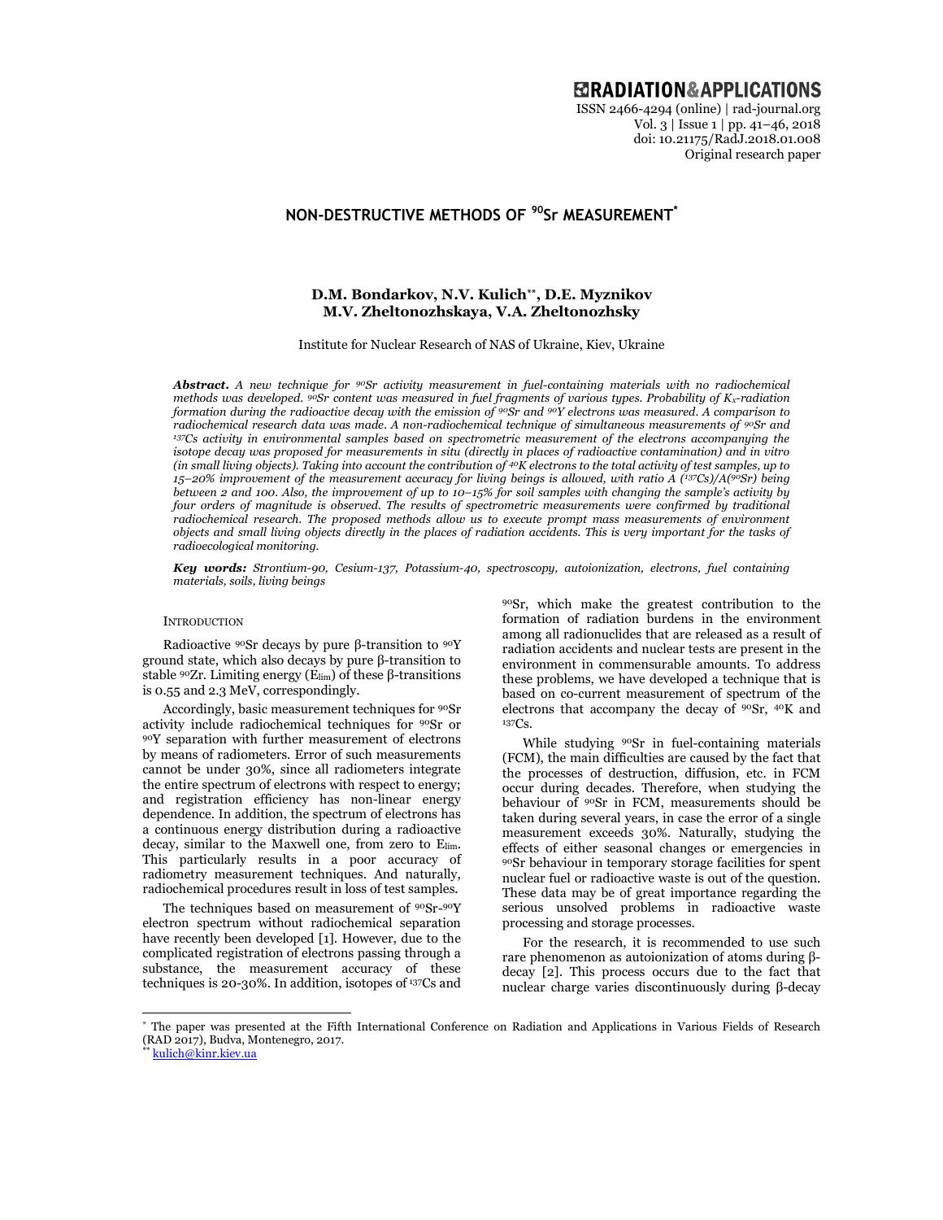# NON-DESTRUCTIVE METHODS OF $^{90}$Sr MEASUREMENT*

**D.M. Bondarkov, N.V. Kulich**, D.E. Myznikov**
**M.V. Zheltonozhskaya, V.A. Zheltonozhsky**

Institute for Nuclear Research of NAS of Ukraine, Kiev, Ukraine

***Abstract.*** *A new technique for $^{90}$Sr activity measurement in fuel-containing materials with no radiochemical methods was developed. $^{90}$Sr content was measured in fuel fragments of various types. Probability of $K_x$-radiation formation during the radioactive decay with the emission of $^{90}$Sr and $^{90}$Y electrons was measured. A comparison to radiochemical research data was made. A non-radiochemical technique of simultaneous measurements of $^{90}$Sr and $^{137}$Cs activity in environmental samples based on spectrometric measurement of the electrons accompanying the isotope decay was proposed for measurements in situ (directly in places of radioactive contamination) and in vitro (in small living objects). Taking into account the contribution of $^{40}$K electrons to the total activity of test samples, up to 15–20% improvement of the measurement accuracy for living beings is allowed, with ratio A ($^{137}$Cs)/A($^{90}$Sr) being between 2 and 100. Also, the improvement of up to 10–15% for soil samples with changing the sample's activity by four orders of magnitude is observed. The results of spectrometric measurements were confirmed by traditional radiochemical research. The proposed methods allow us to execute prompt mass measurements of environment objects and small living objects directly in the places of radiation accidents. This is very important for the tasks of radioecological monitoring.*

***Key words:*** *Strontium-90, Cesium-137, Potassium-40, spectroscopy, autoionization, electrons, fuel containing materials, soils, living beings*

## INTRODUCTION

Radioactive $^{90}$Sr decays by pure β-transition to $^{90}$Y ground state, which also decays by pure β-transition to stable $^{90}$Zr. Limiting energy ($E_{lim}$) of these β-transitions is 0.55 and 2.3 MeV, correspondingly.

Accordingly, basic measurement techniques for $^{90}$Sr activity include radiochemical techniques for $^{90}$Sr or $^{90}$Y separation with further measurement of electrons by means of radiometers. Error of such measurements cannot be under 30%, since all radiometers integrate the entire spectrum of electrons with respect to energy; and registration efficiency has non-linear energy dependence. In addition, the spectrum of electrons has a continuous energy distribution during a radioactive decay, similar to the Maxwell one, from zero to $E_{lim}$. This particularly results in a poor accuracy of radiometry measurement techniques. And naturally, radiochemical procedures result in loss of test samples.

The techniques based on measurement of $^{90}$Sr-$^{90}$Y electron spectrum without radiochemical separation have recently been developed [1]. However, due to the complicated registration of electrons passing through a substance, the measurement accuracy of these techniques is 20-30%. In addition, isotopes of $^{137}$Cs and $^{90}$Sr, which make the greatest contribution to the formation of radiation burdens in the environment among all radionuclides that are released as a result of radiation accidents and nuclear tests are present in the environment in commensurable amounts. To address these problems, we have developed a technique that is based on co-current measurement of spectrum of the electrons that accompany the decay of $^{90}$Sr, $^{40}$K and $^{137}$Cs.

While studying $^{90}$Sr in fuel-containing materials (FCM), the main difficulties are caused by the fact that the processes of destruction, diffusion, etc. in FCM occur during decades. Therefore, when studying the behaviour of $^{90}$Sr in FCM, measurements should be taken during several years, in case the error of a single measurement exceeds 30%. Naturally, studying the effects of either seasonal changes or emergencies in $^{90}$Sr behaviour in temporary storage facilities for spent nuclear fuel or radioactive waste is out of the question. These data may be of great importance regarding the serious unsolved problems in radioactive waste processing and storage processes.

For the research, it is recommended to use such rare phenomenon as autoionization of atoms during β-decay [2]. This process occurs due to the fact that nuclear charge varies discontinuously during β-decay

---

* The paper was presented at the Fifth International Conference on Radiation and Applications in Various Fields of Research (RAD 2017), Budva, Montenegro, 2017.
** kulich@kinr.kiev.ua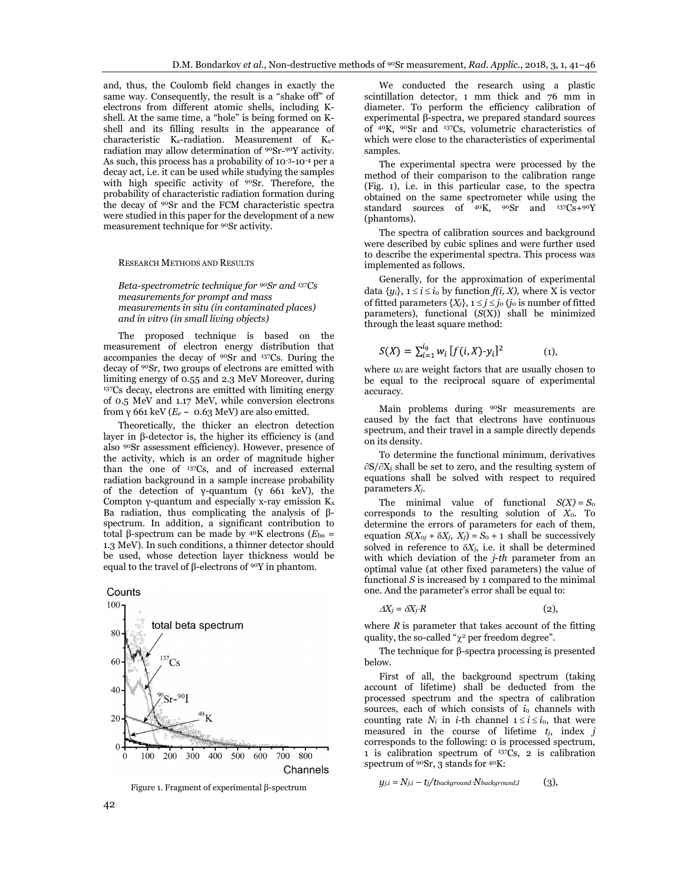and, thus, the Coulomb field changes in exactly the same way. Consequently, the result is a "shake off" of electrons from different atomic shells, including K-shell. At the same time, a "hole" is being formed on K-shell and its filling results in the appearance of characteristic $K_x$-radiation. Measurement of $K_x$-radiation may allow determination of $^{90}$Sr-$^{90}$Y activity. As such, this process has a probability of $10^{-3}$-$10^{-4}$ per a decay act, i.e. it can be used while studying the samples with high specific activity of $^{90}$Sr. Therefore, the probability of characteristic radiation formation during the decay of $^{90}$Sr and the FCM characteristic spectra were studied in this paper for the development of a new measurement technique for $^{90}$Sr activity.

## Research Methods and Results

### *Beta-spectrometric technique for $^{90}$Sr and $^{137}$Cs measurements for prompt and mass measurements in situ (in contaminated places) and in vitro (in small living objects)*

The proposed technique is based on the measurement of electron energy distribution that accompanies the decay of $^{90}$Sr and $^{137}$Cs. During the decay of $^{90}$Sr, two groups of electrons are emitted with limiting energy of 0.55 and 2.3 MeV Moreover, during $^{137}$Cs decay, electrons are emitted with limiting energy of 0.5 MeV and 1.17 MeV, while conversion electrons from γ 661 keV ($E_e$ ~ 0.63 MeV) are also emitted.

Theoretically, the thicker an electron detection layer in β-detector is, the higher its efficiency is (and also $^{90}$Sr assessment efficiency). However, presence of the activity, which is an order of magnitude higher than the one of $^{137}$Cs, and of increased external radiation background in a sample increase probability of the detection of γ-quantum (γ 661 keV), the Compton γ-quantum and especially x-ray emission $K_x$ Ba radiation, thus complicating the analysis of β-spectrum. In addition, a significant contribution to total β-spectrum can be made by $^{40}$K electrons ($E_{bn}$ = 1.3 MeV). In such conditions, a thinner detector should be used, whose detection layer thickness would be equal to the travel of β-electrons of $^{90}$Y in phantom.

Counts
total beta spectrum
137Cs
90Sr-90I
40K
Channels

Figure 1. Fragment of experimental β-spectrum

We conducted the research using a plastic scintillation detector, 1 mm thick and 76 mm in diameter. To perform the efficiency calibration of experimental β-spectra, we prepared standard sources of $^{40}$K, $^{90}$Sr and $^{137}$Cs, volumetric characteristics of which were close to the characteristics of experimental samples.

The experimental spectra were processed by the method of their comparison to the calibration range (Fig. 1), i.e. in this particular case, to the spectra obtained on the same spectrometer while using the standard sources of $^{40}$K, $^{90}$Sr and $^{137}$Cs+$^{90}$Y (phantoms).

The spectra of calibration sources and background were described by cubic splines and were further used to describe the experimental spectra. This process was implemented as follows.

Generally, for the approximation of experimental data $\{y_i\}$, $1 \le i \le i_0$ by function $f(i, X)$, where X is vector of fitted parameters $\{X_j\}$, $1 \le j \le j_0$ ($j_0$ is number of fitted parameters), functional ($S$(X)) shall be minimized through the least square method:

$$S(X) = \sum_{i=1}^{i_0} w_i\,[f(i,X)\text{-}y_i]^2 \qquad (1),$$

where $w_i$ are weight factors that are usually chosen to be equal to the reciprocal square of experimental accuracy.

Main problems during $^{90}$Sr measurements are caused by the fact that electrons have continuous spectrum, and their travel in a sample directly depends on its density.

To determine the functional minimum, derivatives $\partial S/\partial X_j$ shall be set to zero, and the resulting system of equations shall be solved with respect to required parameters $X_j$.

The minimal value of functional $S(X) = S_0$ corresponds to the resulting solution of $X_0$. To determine the errors of parameters for each of them, equation $S(X_{0j} + \delta X_j, X_j) = S_0 + 1$ shall be successively solved in reference to $\delta X_j$, i.e. it shall be determined with which deviation of the *j-th* parameter from an optimal value (at other fixed parameters) the value of functional $S$ is increased by 1 compared to the minimal one. And the parameter's error shall be equal to:

$$\Delta X_j = \delta X_j \cdot R \qquad (2),$$

where $R$ is parameter that takes account of the fitting quality, the so-called "$\chi^2$ per freedom degree".

The technique for β-spectra processing is presented below.

First of all, the background spectrum (taking account of lifetime) shall be deducted from the processed spectrum and the spectra of calibration sources, each of which consists of $i_0$ channels with counting rate $N_i$ in $i$-th channel $1 \le i \le i_0$, that were measured in the course of lifetime $t_j$, index $j$ corresponds to the following: 0 is processed spectrum, 1 is calibration spectrum of $^{137}$Cs, 2 is calibration spectrum of $^{90}$Sr, 3 stands for $^{40}$K:

$$y_{j,i} = N_{j,i} - t_j/t_{background} \cdot N_{background,I} \qquad (3),$$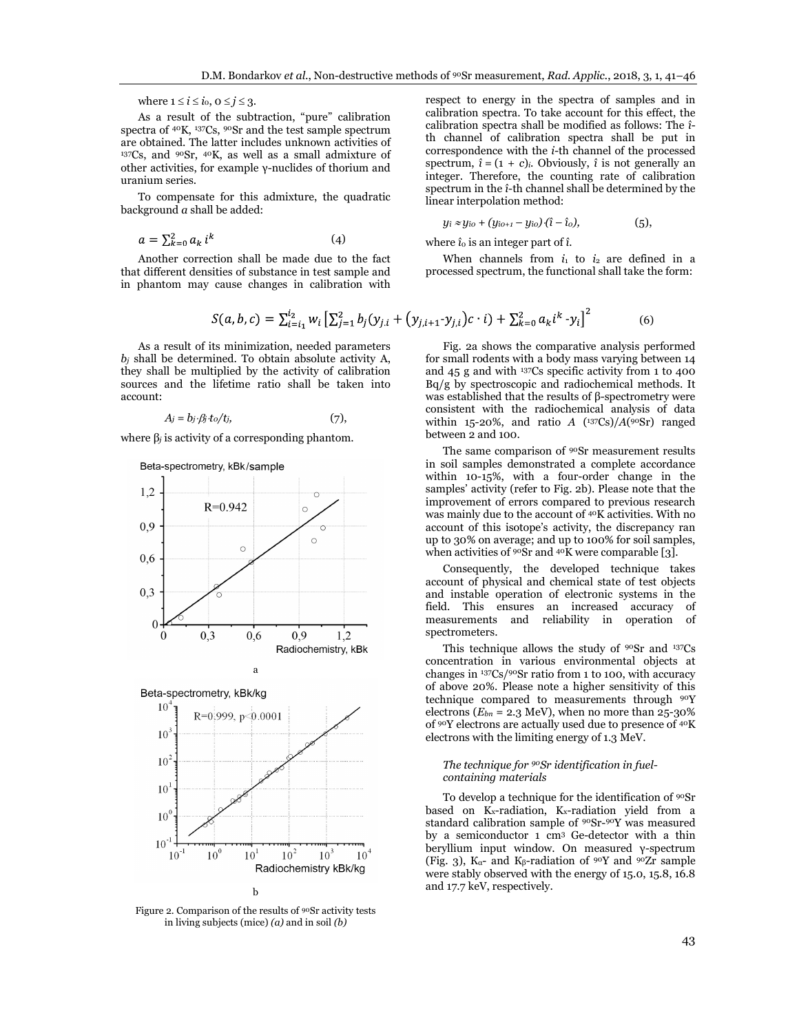where $1 \leq i \leq i_0$, $0 \leq j \leq 3$.

As a result of the subtraction, "pure" calibration spectra of $^{40}K$, $^{137}Cs$, $^{90}Sr$ and the test sample spectrum are obtained. The latter includes unknown activities of $^{137}Cs$, and $^{90}Sr$, $^{40}K$, as well as a small admixture of other activities, for example γ-nuclides of thorium and uranium series.

To compensate for this admixture, the quadratic background $a$ shall be added:

$$a = \sum_{k=0}^{2} a_k\, i^k \quad (4)$$

Another correction shall be made due to the fact that different densities of substance in test sample and in phantom may cause changes in calibration with respect to energy in the spectra of samples and in calibration spectra. To take account for this effect, the calibration spectra shall be modified as follows: The $\hat{\imath}$-th channel of calibration spectra shall be put in correspondence with the $i$-th channel of the processed spectrum, $\hat{\imath} = (1 + c)_i$. Obviously, $\hat{\imath}$ is not generally an integer. Therefore, the counting rate of calibration spectrum in the $\hat{\imath}$-th channel shall be determined by the linear interpolation method:

$$y_{\hat{\imath}} \approx y_{\hat{\imath}o} + (y_{\hat{\imath}o+1} - y_{\hat{\imath}o})\cdot(\hat{\imath} - \hat{\imath}_o), \quad (5),$$

where $\hat{\imath}_0$ is an integer part of $\hat{\imath}$.

When channels from $i_1$ to $i_2$ are defined in a processed spectrum, the functional shall take the form:

$$S(a,b,c) = \sum_{i=i_1}^{i_2} w_i \left[\sum_{j=1}^{2} b_j (y_{j.i} + (y_{j,i+1} - y_{j,i})c \cdot i) + \sum_{k=0}^{2} a_k i^k - y_i\right]^2 \quad (6)$$

As a result of its minimization, needed parameters $b_j$ shall be determined. To obtain absolute activity A, they shall be multiplied by the activity of calibration sources and the lifetime ratio shall be taken into account:

$$A_j = b_j \cdot \beta_j \cdot t_0 / t_j, \quad (7),$$

where $\beta_j$ is activity of a corresponding phantom.

Beta-spectrometry, kBk/sample

R=0.942

1,2
0,9
0,6
0,3
0

0 0,3 0,6 0,9 1,2

Radiochemistry, kBk

a

Beta-spectrometry, kBk/kg

R=0.999, p<0.0001

$10^4$
$10^3$
$10^2$
$10^1$
$10^0$
$10^{-1}$

$10^{-1}$ $10^0$ $10^1$ $10^2$ $10^3$ $10^4$

Radiochemistry kBk/kg

b

Figure 2. Comparison of the results of $^{90}Sr$ activity tests in living subjects (mice) *(a)* and in soil *(b)*

Fig. 2a shows the comparative analysis performed for small rodents with a body mass varying between 14 and 45 g and with $^{137}Cs$ specific activity from 1 to 400 Bq/g by spectroscopic and radiochemical methods. It was established that the results of β-spectrometry were consistent with the radiochemical analysis of data within 15-20%, and ratio $A$ ($^{137}Cs$)/$A$($^{90}Sr$) ranged between 2 and 100.

The same comparison of $^{90}Sr$ measurement results in soil samples demonstrated a complete accordance within 10-15%, with a four-order change in the samples' activity (refer to Fig. 2b). Please note that the improvement of errors compared to previous research was mainly due to the account of $^{40}K$ activities. With no account of this isotope's activity, the discrepancy ran up to 30% on average; and up to 100% for soil samples, when activities of $^{90}Sr$ and $^{40}K$ were comparable [3].

Consequently, the developed technique takes account of physical and chemical state of test objects and instable operation of electronic systems in the field. This ensures an increased accuracy of measurements and reliability in operation of spectrometers.

This technique allows the study of $^{90}Sr$ and $^{137}Cs$ concentration in various environmental objects at changes in $^{137}Cs$/$^{90}Sr$ ratio from 1 to 100, with accuracy of above 20%. Please note a higher sensitivity of this technique compared to measurements through $^{90}Y$ electrons ($E_{bn}$ = 2.3 MeV), when no more than 25-30% of $^{90}Y$ electrons are actually used due to presence of $^{40}K$ electrons with the limiting energy of 1.3 MeV.

### *The technique for $^{90}Sr$ identification in fuel-containing materials*

To develop a technique for the identification of $^{90}Sr$ based on $K_x$-radiation, $K_x$-radiation yield from a standard calibration sample of $^{90}Sr$-$^{90}Y$ was measured by a semiconductor 1 $cm^3$ Ge-detector with a thin beryllium input window. On measured γ-spectrum (Fig. 3), $K_\alpha$- and $K_\beta$-radiation of $^{90}Y$ and $^{90}Zr$ sample were stably observed with the energy of 15.0, 15.8, 16.8 and 17.7 keV, respectively.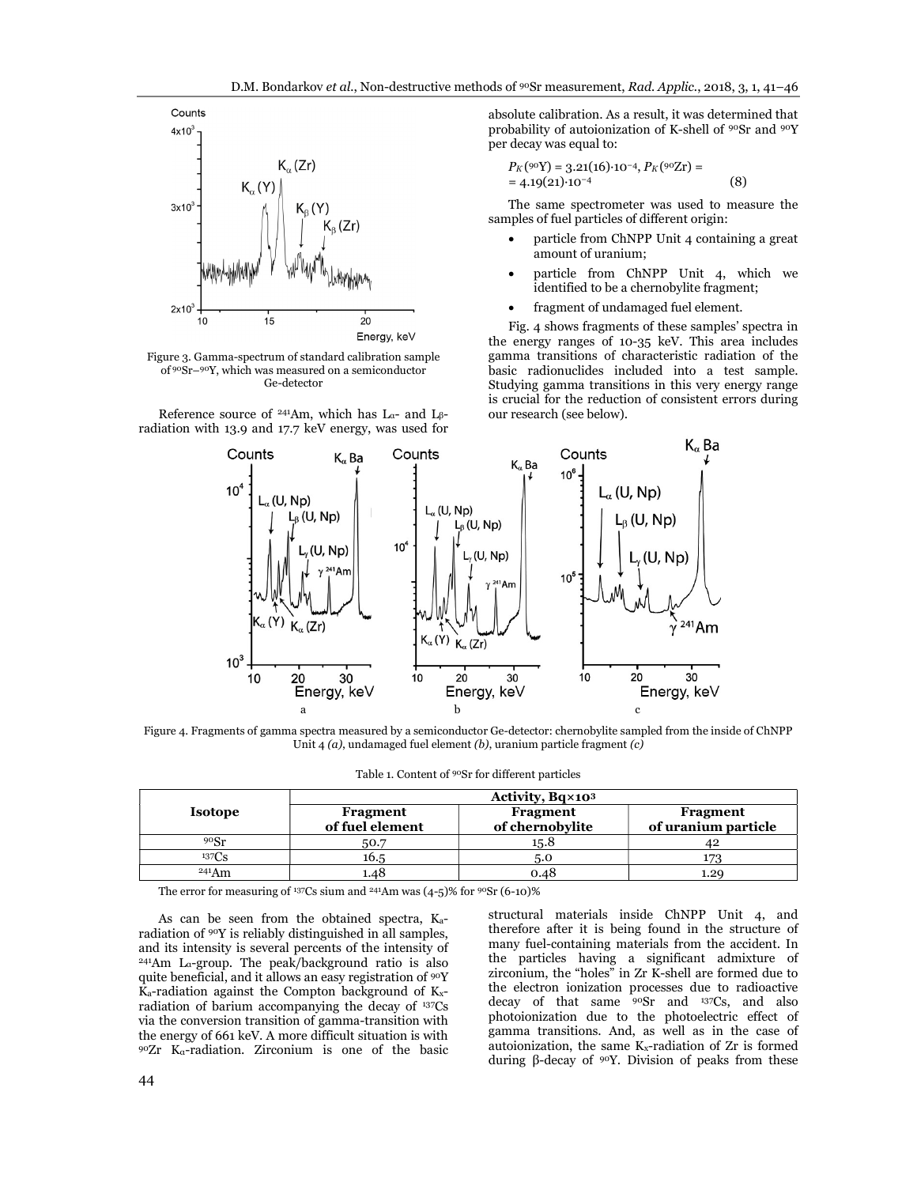Counts

$4x10^3$

$3x10^3$

$2x10^3$

$K_\alpha$ (Zr)

$K_\alpha$ (Y)

$K_\beta$ (Y)

$K_\beta$ (Zr)

10 15 20

Energy, keV

Figure 3. Gamma-spectrum of standard calibration sample of $^{90}$Sr–$^{90}$Y, which was measured on a semiconductor Ge-detector

Reference source of $^{241}$Am, which has $L_\alpha$- and $L_\beta$-radiation with 13.9 and 17.7 keV energy, was used for absolute calibration. As a result, it was determined that probability of autoionization of K-shell of $^{90}$Sr and $^{90}$Y per decay was equal to:

$$P_K(^{90}Y) = 3.21(16)\cdot10^{-4}, P_K(^{90}Zr) = 4.19(21)\cdot10^{-4} \quad (8)$$

The same spectrometer was used to measure the samples of fuel particles of different origin:

- particle from ChNPP Unit 4 containing a great amount of uranium;
- particle from ChNPP Unit 4, which we identified to be a chernobylite fragment;
- fragment of undamaged fuel element.

Fig. 4 shows fragments of these samples' spectra in the energy ranges of 10-35 keV. This area includes gamma transitions of characteristic radiation of the basic radionuclides included into a test sample. Studying gamma transitions in this very energy range is crucial for the reduction of consistent errors during our research (see below).

Counts $10^4$ $10^3$ $K_\alpha$ Ba $L_\alpha$ (U, Np) $L_\beta$ (U, Np) $L_\gamma$ (U, Np) $\gamma$ $^{241}$Am $K_\alpha$ (Y) $K_\alpha$ (Zr) 10 20 30 Energy, keV a

Counts $10^4$ $K_\alpha$ Ba $L_\alpha$ (U, Np) $L_\beta$ (U, Np) $L_\gamma$ (U, Np) $\gamma$ $^{241}$Am $K_\alpha$ (Y) $K_\alpha$ (Zr) 10 20 30 Energy, keV b

Counts $10^6$ $10^5$ $K_\alpha$ Ba $L_\alpha$ (U, Np) $L_\beta$ (U, Np) $L_\gamma$ (U, Np) $\gamma$ $^{241}$Am 10 20 30 Energy, keV c

Figure 4. Fragments of gamma spectra measured by a semiconductor Ge-detector: chernobylite sampled from the inside of ChNPP Unit 4 *(a)*, undamaged fuel element *(b)*, uranium particle fragment *(c)*

Table 1. Content of $^{90}$Sr for different particles

| Isotope | Activity, Bq×10³ | | |
|---|---|---|---|
| | Fragment of fuel element | Fragment of chernobylite | Fragment of uranium particle |
| $^{90}$Sr | 50.7 | 15.8 | 42 |
| $^{137}$Cs | 16.5 | 5.0 | 173 |
| $^{241}$Am | 1.48 | 0.48 | 1.29 |

The error for measuring of $^{137}$Cs sium and $^{241}$Am was (4-5)% for $^{90}$Sr (6-10)%

As can be seen from the obtained spectra, $K_\alpha$-radiation of $^{90}$Y is reliably distinguished in all samples, and its intensity is several percents of the intensity of $^{241}$Am $L_\alpha$-group. The peak/background ratio is also quite beneficial, and it allows an easy registration of $^{90}$Y $K_\alpha$-radiation against the Compton background of $K_x$-radiation of barium accompanying the decay of $^{137}$Cs via the conversion transition of gamma-transition with the energy of 661 keV. A more difficult situation is with $^{90}$Zr $K_\alpha$-radiation. Zirconium is one of the basic structural materials inside ChNPP Unit 4, and therefore after it is being found in the structure of many fuel-containing materials from the accident. In the particles having a significant admixture of zirconium, the "holes" in Zr K-shell are formed due to the electron ionization processes due to radioactive decay of that same $^{90}$Sr and $^{137}$Cs, and also photoionization due to the photoelectric effect of gamma transitions. And, as well as in the case of autoionization, the same $K_x$-radiation of Zr is formed during β-decay of $^{90}$Y. Division of peaks from these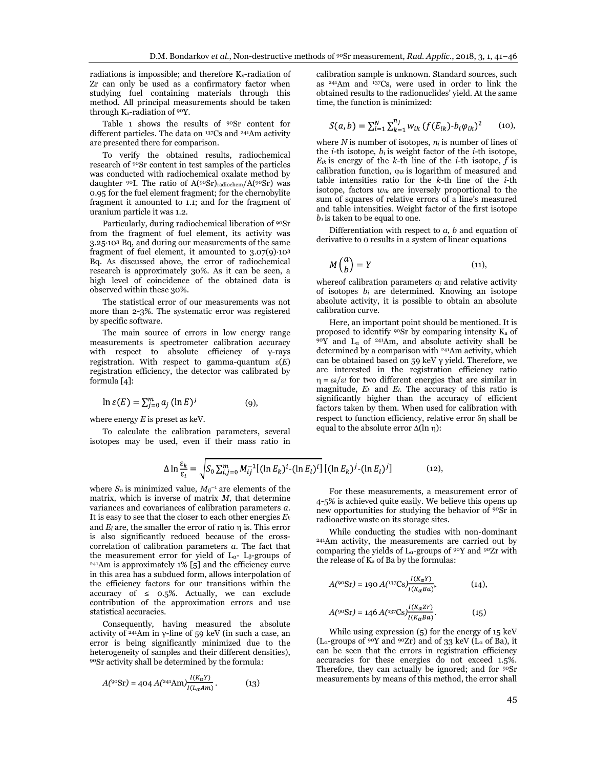radiations is impossible; and therefore $K_x$-radiation of Zr can only be used as a confirmatory factor when studying fuel containing materials through this method. All principal measurements should be taken through $K_a$-radiation of $^{90}$Y.

Table 1 shows the results of $^{90}$Sr content for different particles. The data on $^{137}$Cs and $^{241}$Am activity are presented there for comparison.

To verify the obtained results, radiochemical research of $^{90}$Sr content in test samples of the particles was conducted with radiochemical oxalate method by daughter $^{90}$I. The ratio of A($^{90}$Sr)$_{radiochem}$/A($^{90}$Sr) was 0.95 for the fuel element fragment; for the chernobylite fragment it amounted to 1.1; and for the fragment of uranium particle it was 1.2.

Particularly, during radiochemical liberation of $^{90}$Sr from the fragment of fuel element, its activity was $3.25 \cdot 10^3$ Bq, and during our measurements of the same fragment of fuel element, it amounted to $3.07(9) \cdot 10^3$ Bq. As discussed above, the error of radiochemical research is approximately 30%. As it can be seen, a high level of coincidence of the obtained data is observed within these 30%.

The statistical error of our measurements was not more than 2-3%. The systematic error was registered by specific software.

The main source of errors in low energy range measurements is spectrometer calibration accuracy with respect to absolute efficiency of γ-rays registration. With respect to gamma-quantum $\varepsilon(E)$ registration efficiency, the detector was calibrated by formula [4]:

$$\ln \varepsilon(E) = \sum_{j=0}^{m} a_j \,(\ln E)^j \qquad (9),$$

where energy $E$ is preset as keV.

To calculate the calibration parameters, several isotopes may be used, even if their mass ratio in calibration sample is unknown. Standard sources, such as $^{241}$Am and $^{137}$Cs, were used in order to link the obtained results to the radionuclides' yield. At the same time, the function is minimized:

$$S(a,b) = \sum_{i=1}^{N} \sum_{k=1}^{n_j} w_{ik} \,(f(E_{ik}) - b_i \varphi_{ik})^2 \qquad (10),$$

where $N$ is number of isotopes, $n_i$ is number of lines of the $i$-th isotope, $b_i$ is weight factor of the $i$-th isotope, $E_{ik}$ is energy of the $k$-th line of the $i$-th isotope, $f$ is calibration function, $\varphi_{ik}$ is logarithm of measured and table intensities ratio for the $k$-th line of the $i$-th isotope, factors $w_{ik}$ are inversely proportional to the sum of squares of relative errors of a line's measured and table intensities. Weight factor of the first isotope $b_1$ is taken to be equal to one.

Differentiation with respect to $a$, $b$ and equation of derivative to 0 results in a system of linear equations

$$M \binom{a}{b} = Y \qquad (11),$$

whereof calibration parameters $a_j$ and relative activity of isotopes $b_i$ are determined. Knowing an isotope absolute activity, it is possible to obtain an absolute calibration curve.

Here, an important point should be mentioned. It is proposed to identify $^{90}$Sr by comparing intensity $K_a$ of $^{90}$Y and $L_a$ of $^{241}$Am, and absolute activity shall be determined by a comparison with $^{241}$Am activity, which can be obtained based on 59 keV γ yield. Therefore, we are interested in the registration efficiency ratio $\eta = \varepsilon_k/\varepsilon_l$ for two different energies that are similar in magnitude, $E_k$ and $E_l$. The accuracy of this ratio is significantly higher than the accuracy of efficient factors taken by them. When used for calibration with respect to function efficiency, relative error $\delta\eta$ shall be equal to the absolute error $\Delta(\ln \eta)$:

$$\Delta \ln \frac{\varepsilon_k}{\varepsilon_l} = \sqrt{S_0 \sum_{i,j=0}^{m} M_{ij}^{-1} [(\ln E_k)^i - (\ln E_l)^i]\,[(\ln E_k)^j - (\ln E_l)^j]} \qquad (12),$$

where $S_0$ is minimized value, $M_{ij}^{-1}$ are elements of the matrix, which is inverse of matrix $M$, that determine variances and covariances of calibration parameters $a$. It is easy to see that the closer to each other energies $E_k$ and $E_l$ are, the smaller the error of ratio η is. This error is also significantly reduced because of the cross-correlation of calibration parameters $a$. The fact that the measurement error for yield of $L_a$- $L_\beta$-groups of $^{241}$Am is approximately 1% [5] and the efficiency curve in this area has a subdued form, allows interpolation of the efficiency factors for our transitions within the accuracy of ≤ 0.5%. Actually, we can exclude contribution of the approximation errors and use statistical accuracies.

Consequently, having measured the absolute activity of $^{241}$Am in γ-line of 59 keV (in such a case, an error is being significantly minimized due to the heterogeneity of samples and their different densities), $^{90}$Sr activity shall be determined by the formula:

$$A(^{90}\mathrm{Sr}) = 404\, A(^{241}\mathrm{Am}) \frac{I(K_\alpha Y)}{I(L_\alpha Am)} \,. \qquad (13)$$

For these measurements, a measurement error of 4-5% is achieved quite easily. We believe this opens up new opportunities for studying the behavior of $^{90}$Sr in radioactive waste on its storage sites.

While conducting the studies with non-dominant $^{241}$Am activity, the measurements are carried out by comparing the yields of $L_a$-groups of $^{90}$Y and $^{90}$Zr with the release of $K_a$ of Ba by the formulas:

$$A(^{90}\mathrm{Sr}) = 190\, A(^{137}\mathrm{Cs}) \frac{I(K_\alpha Y)}{I(K_\alpha Ba)} \,. \qquad (14),$$

$$A(^{90}\mathrm{Sr}) = 146\, A(^{137}\mathrm{Cs}) \frac{I(K_\alpha Zr)}{I(K_\alpha Ba)} \,. \qquad (15)$$

While using expression (5) for the energy of 15 keV ($L_a$-groups of $^{90}$Y and $^{90}$Zr) and of 33 keV ($L_a$ of Ba), it can be seen that the errors in registration efficiency accuracies for these energies do not exceed 1.5%. Therefore, they can actually be ignored; and for $^{90}$Sr measurements by means of this method, the error shall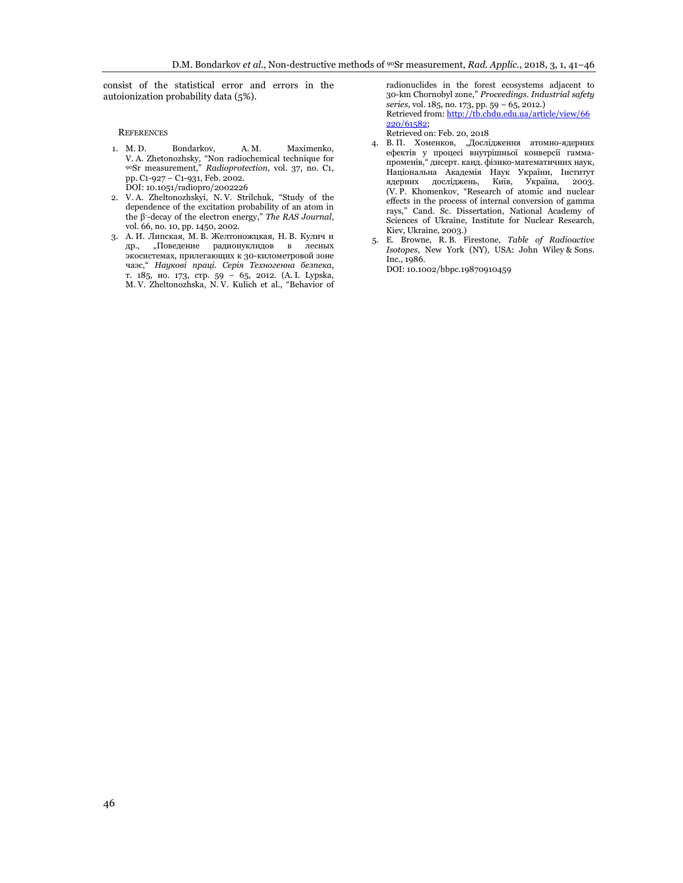consist of the statistical error and errors in the autoionization probability data (5%).

## References

1. M. D. Bondarkov, A. M. Maximenko, V. A. Zhetonozhsky, "Non radiochemical technique for $^{90}Sr$ measurement," *Radioprotection*, vol. 37, no. C1, pp. C1-927 – C1-931, Feb. 2002.
   DOI: 10.1051/radiopro/2002226
2. V. A. Zheltonozhskyi, N. V. Strilchuk, "Study of the dependence of the excitation probability of an atom in the $\beta^-$-decay of the electron energy," *The RAS Journal*, vol. 66, no. 10, pp. 1450, 2002.
3. А. И. Липская, М. В. Желтоножцкая, Н. В. Кулич и др., „Поведение радионуклидов в лесных экосистемах, прилегающих к 30-километровой зоне чаэс," *Наукові праці. Серія Техногенна безпека*, т. 185, но. 173, стр. 59 – 65, 2012. (A. I. Lypska, M. V. Zheltonozhska, N. V. Kulich et al., "Behavior of radionuclides in the forest ecosystems adjacent to 30-km Chornobyl zone," *Proceedings. Industrial safety series*, vol. 185, no. 173, pp. 59 – 65, 2012.)
   Retrieved from: http://tb.chdu.edu.ua/article/view/66220/61582;
   Retrieved on: Feb. 20, 2018
4. В. П. Хоменков, „Дослідження атомно-ядерних ефектів у процесі внутрішньої конверсії гамма-променів," дисерт. канд. фізико-математичних наук, Національна Академія Наук України, Інститут ядерних досліджень, Київ, Україна, 2003. (V. P. Khomenkov, "Research of atomic and nuclear effects in the process of internal conversion of gamma rays," Cand. Sc. Dissertation, National Academy of Sciences of Ukraine, Institute for Nuclear Research, Kiev, Ukraine, 2003.)
5. E. Browne, R. B. Firestone, *Table of Radioactive Isotopes*, New York (NY), USA: John Wiley & Sons. Inc., 1986.
   DOI: 10.1002/bbpc.19870910459